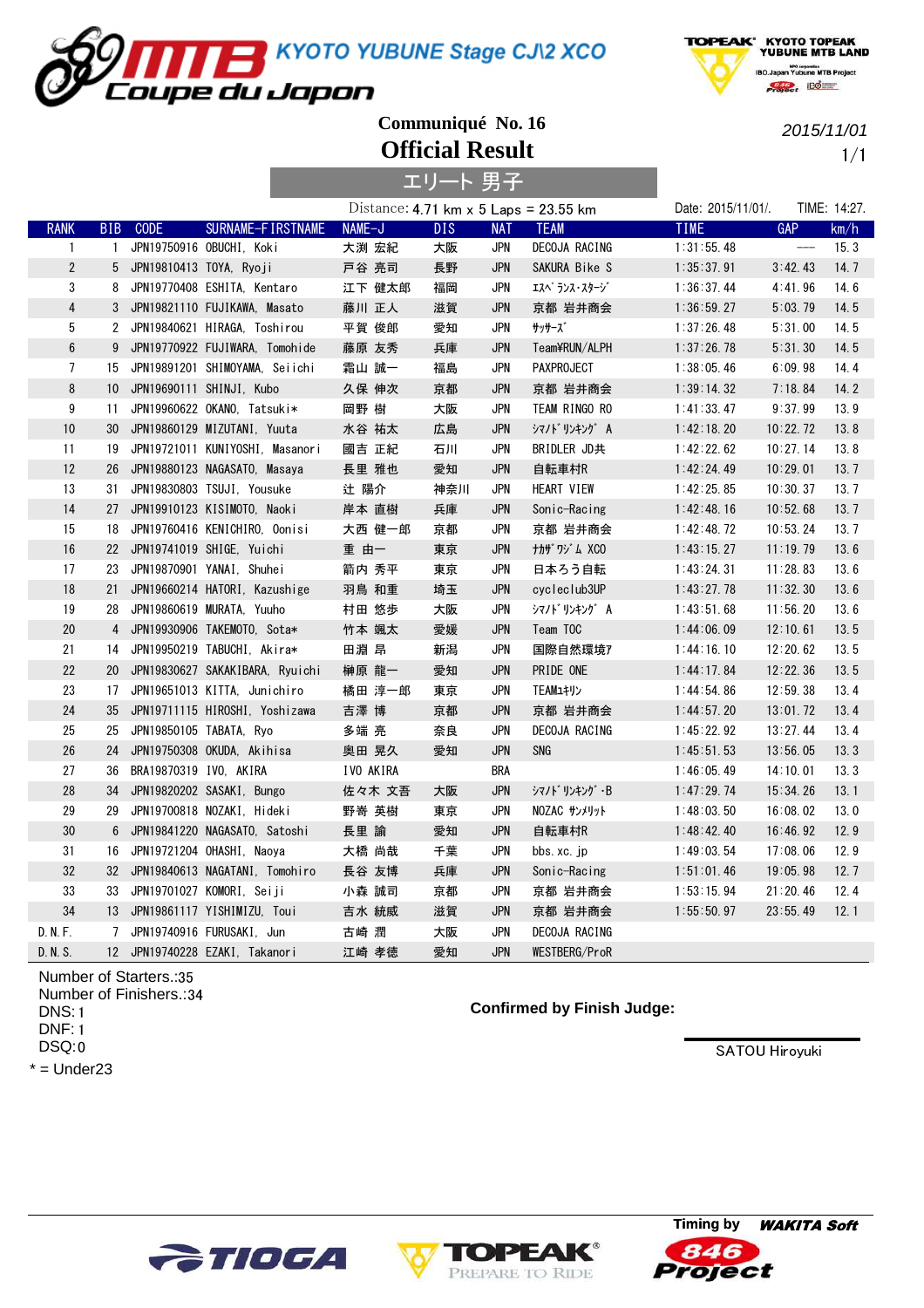# MTB Coupe du Japon KYOTO YUBUNE Stage CJ\2 XCO

KYOTO TOPEAK YUBUNE MTB LAND

## Communiqué No. 16
## Official Result

2015/11/01

### エリート 男子

Distance: 4.71 km x 5 Laps = 23.55 km

Date: 2015/11/01/. TIME: 14:27.

| RANK | BIB | CODE | SURNAME-FIRSTNAME | NAME-J | DIS | NAT | TEAM | TIME | GAP | km/h |
|---|---|---|---|---|---|---|---|---|---|---|
| 1 | 1 | JPN19750916 | OBUCHI, Koki | 大渕 宏紀 | 大阪 | JPN | DECOJA RACING | 1:31:55.48 | --- | 15.3 |
| 2 | 5 | JPN19810413 | TOYA, Ryoji | 戸谷 亮司 | 長野 | JPN | SAKURA Bike S | 1:35:37.91 | 3:42.43 | 14.7 |
| 3 | 8 | JPN19770408 | ESHITA, Kentaro | 江下 健太郎 | 福岡 | JPN | ｴｽﾍﾟﾗﾝｽ･ｽﾀｰｼﾞ | 1:36:37.44 | 4:41.96 | 14.6 |
| 4 | 3 | JPN19821110 | FUJIKAWA, Masato | 藤川 正人 | 滋賀 | JPN | 京都 岩井商会 | 1:36:59.27 | 5:03.79 | 14.5 |
| 5 | 2 | JPN19840621 | HIRAGA, Toshirou | 平賀 俊郎 | 愛知 | JPN | ｻｯｻｰｽﾞ | 1:37:26.48 | 5:31.00 | 14.5 |
| 6 | 9 | JPN19770922 | FUJIWARA, Tomohide | 藤原 友秀 | 兵庫 | JPN | Team¥RUN/ALPH | 1:37:26.78 | 5:31.30 | 14.5 |
| 7 | 15 | JPN19891201 | SHIMOYAMA, Seiichi | 霜山 誠一 | 福島 | JPN | PAXPROJECT | 1:38:05.46 | 6:09.98 | 14.4 |
| 8 | 10 | JPN19690111 | SHINJI, Kubo | 久保 伸次 | 京都 | JPN | 京都 岩井商会 | 1:39:14.32 | 7:18.84 | 14.2 |
| 9 | 11 | JPN19960622 | OKANO, Tatsuki* | 岡野 樹 | 大阪 | JPN | TEAM RINGO RO | 1:41:33.47 | 9:37.99 | 13.9 |
| 10 | 30 | JPN19860129 | MIZUTANI, Yuuta | 水谷 祐太 | 広島 | JPN | ｼﾏﾉﾄﾞﾘﾝｷﾝｸﾞ A | 1:42:18.20 | 10:22.72 | 13.8 |
| 11 | 19 | JPN19721011 | KUNIYOSHI, Masanori | 國吉 正紀 | 石川 | JPN | BRIDLER JD共 | 1:42:22.62 | 10:27.14 | 13.8 |
| 12 | 26 | JPN19880123 | NAGASATO, Masaya | 長里 雅也 | 愛知 | JPN | 自転車村R | 1:42:24.49 | 10:29.01 | 13.7 |
| 13 | 31 | JPN19830803 | TSUJI, Yousuke | 辻 陽介 | 神奈川 | JPN | HEART VIEW | 1:42:25.85 | 10:30.37 | 13.7 |
| 14 | 27 | JPN19910123 | KISIMOTO, Naoki | 岸本 直樹 | 兵庫 | JPN | Sonic-Racing | 1:42:48.16 | 10:52.68 | 13.7 |
| 15 | 18 | JPN19760416 | KENICHIRO, Oonisi | 大西 健一郎 | 京都 | JPN | 京都 岩井商会 | 1:42:48.72 | 10:53.24 | 13.7 |
| 16 | 22 | JPN19741019 | SHIGE, Yuichi | 重 由一 | 東京 | JPN | ﾅｶｻﾞﾜｼﾞﾑ XCO | 1:43:15.27 | 11:19.79 | 13.6 |
| 17 | 23 | JPN19870901 | YANAI, Shuhei | 箭内 秀平 | 東京 | JPN | 日本ろう自転 | 1:43:24.31 | 11:28.83 | 13.6 |
| 18 | 21 | JPN19660214 | HATORI, Kazushige | 羽鳥 和重 | 埼玉 | JPN | cycleclub3UP | 1:43:27.78 | 11:32.30 | 13.6 |
| 19 | 28 | JPN19860619 | MURATA, Yuuho | 村田 悠歩 | 大阪 | JPN | ｼﾏﾉﾄﾞﾘﾝｷﾝｸﾞ A | 1:43:51.68 | 11:56.20 | 13.6 |
| 20 | 4 | JPN19930906 | TAKEMOTO, Sota* | 竹本 颯太 | 愛媛 | JPN | Team TOC | 1:44:06.09 | 12:10.61 | 13.5 |
| 21 | 14 | JPN19950219 | TABUCHI, Akira* | 田淵 昂 | 新潟 | JPN | 国際自然環境7 | 1:44:16.10 | 12:20.62 | 13.5 |
| 22 | 20 | JPN19830627 | SAKAKIBARA, Ryuichi | 榊原 龍一 | 愛知 | JPN | PRIDE ONE | 1:44:17.84 | 12:22.36 | 13.5 |
| 23 | 17 | JPN19651013 | KITTA, Junichiro | 橘田 淳一郎 | 東京 | JPN | TEAMﾕｷﾘﾝ | 1:44:54.86 | 12:59.38 | 13.4 |
| 24 | 35 | JPN19711115 | HIROSHI, Yoshizawa | 吉澤 博 | 京都 | JPN | 京都 岩井商会 | 1:44:57.20 | 13:01.72 | 13.4 |
| 25 | 25 | JPN19850105 | TABATA, Ryo | 多端 亮 | 奈良 | JPN | DECOJA RACING | 1:45:22.92 | 13:27.44 | 13.4 |
| 26 | 24 | JPN19750308 | OKUDA, Akihisa | 奥田 晃久 | 愛知 | JPN | SNG | 1:45:51.53 | 13:56.05 | 13.3 |
| 27 | 36 | BRA19870319 | IVO, AKIRA | IVO AKIRA | | BRA | | 1:46:05.49 | 14:10.01 | 13.3 |
| 28 | 34 | JPN19820202 | SASAKI, Bungo | 佐々木 文吾 | 大阪 | JPN | ｼﾏﾉﾄﾞﾘﾝｷﾝｸﾞ-B | 1:47:29.74 | 15:34.26 | 13.1 |
| 29 | 29 | JPN19700818 | NOZAKI, Hideki | 野嵜 英樹 | 東京 | JPN | NOZAC ｻﾝﾒﾘｯﾄ | 1:48:03.50 | 16:08.02 | 13.0 |
| 30 | 6 | JPN19841220 | NAGASATO, Satoshi | 長里 諭 | 愛知 | JPN | 自転車村R | 1:48:42.40 | 16:46.92 | 12.9 |
| 31 | 16 | JPN19721204 | OHASHI, Naoya | 大橋 尚哉 | 千葉 | JPN | bbs.xc.jp | 1:49:03.54 | 17:08.06 | 12.9 |
| 32 | 32 | JPN19840613 | NAGATANI, Tomohiro | 長谷 友博 | 兵庫 | JPN | Sonic-Racing | 1:51:01.46 | 19:05.98 | 12.7 |
| 33 | 33 | JPN19701027 | KOMORI, Seiji | 小森 誠司 | 京都 | JPN | 京都 岩井商会 | 1:53:15.94 | 21:20.46 | 12.4 |
| 34 | 13 | JPN19861117 | YISHIMIZU, Toui | 吉水 統威 | 滋賀 | JPN | 京都 岩井商会 | 1:55:50.97 | 23:55.49 | 12.1 |
| D.N.F. | 7 | JPN19740916 | FURUSAKI, Jun | 古崎 潤 | 大阪 | JPN | DECOJA RACING | | | |
| D.N.S. | 12 | JPN19740228 | EZAKI, Takanori | 江崎 孝徳 | 愛知 | JPN | WESTBERG/ProR | | | |

Number of Starters.:35
Number of Finishers.:34
DNS:1
DNF:1
DSQ:0
* = Under23

**Confirmed by Finish Judge:**

SATOU Hiroyuki

Timing by WAKITA Soft

TIOGA — TOPEAK PREPARE TO RIDE — 846 Project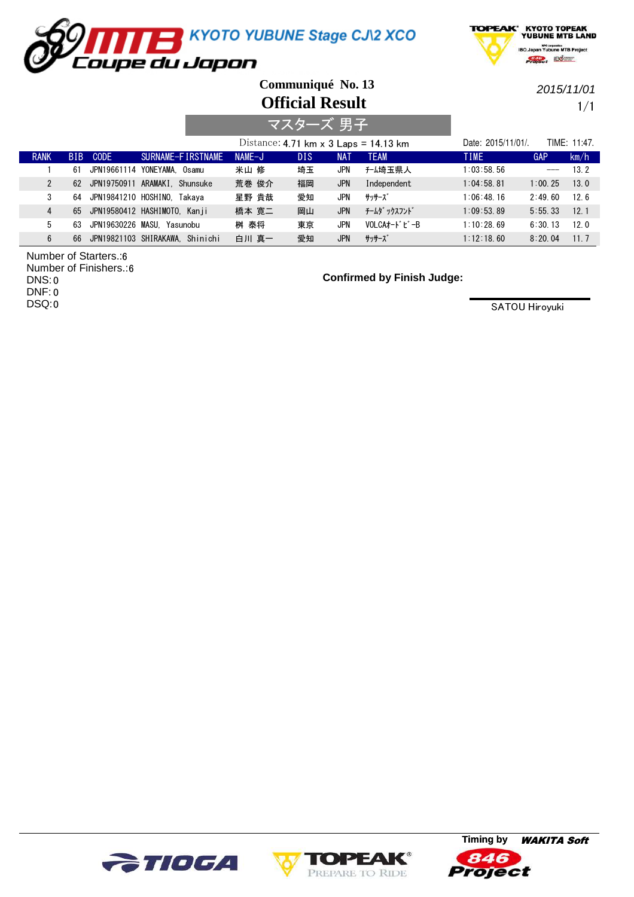# MTB Coupe du Japon KYOTO YUBUNE Stage CJ\2 XCO

KYOTO TOPEAK YUBUNE MTB LAND

**Communiqué No. 13**

## Official Result

*2015/11/01*

### マスターズ 男子

Distance: 4.71 km x 3 Laps = 14.13 km

Date: 2015/11/01/. TIME: 11:47.

| RANK | BIB | CODE | SURNAME-FIRSTNAME | NAME-J | DIS | NAT | TEAM | TIME | GAP | km/h |
|---|---|---|---|---|---|---|---|---|---|---|
| 1 | 61 | JPN19661114 | YONEYAMA, Osamu | 米山 修 | 埼玉 | JPN | ﾁｰﾑ埼玉県人 | 1:03:58.56 | --- | 13.2 |
| 2 | 62 | JPN19750911 | ARAMAKI, Shunsuke | 荒巻 俊介 | 福岡 | JPN | Independent | 1:04:58.81 | 1:00.25 | 13.0 |
| 3 | 64 | JPN19841210 | HOSHINO, Takaya | 星野 貴哉 | 愛知 | JPN | ｻｯｻｰｽﾞ | 1:06:48.16 | 2:49.60 | 12.6 |
| 4 | 65 | JPN19580412 | HASHIMOTO, Kanji | 橋本 寛二 | 岡山 | JPN | ﾁｰﾑﾀﾞｯｸｽﾌﾝﾄﾞ | 1:09:53.89 | 5:55.33 | 12.1 |
| 5 | 63 | JPN19630226 | MASU, Yasunobu | 桝 泰将 | 東京 | JPN | VOLCAｵｰﾄﾞﾋﾞ-B | 1:10:28.69 | 6:30.13 | 12.0 |
| 6 | 66 | JPN19821103 | SHIRAKAWA, Shinichi | 白川 真一 | 愛知 | JPN | ｻｯｻｰｽﾞ | 1:12:18.60 | 8:20.04 | 11.7 |

Number of Starters.:6
Number of Finishers.:6
DNS:0
DNF:0
DSQ:0

**Confirmed by Finish Judge:**

SATOU Hiroyuki

TIOGA — TOPEAK PREPARE TO RIDE — Timing by WAKITA Soft — 846 Project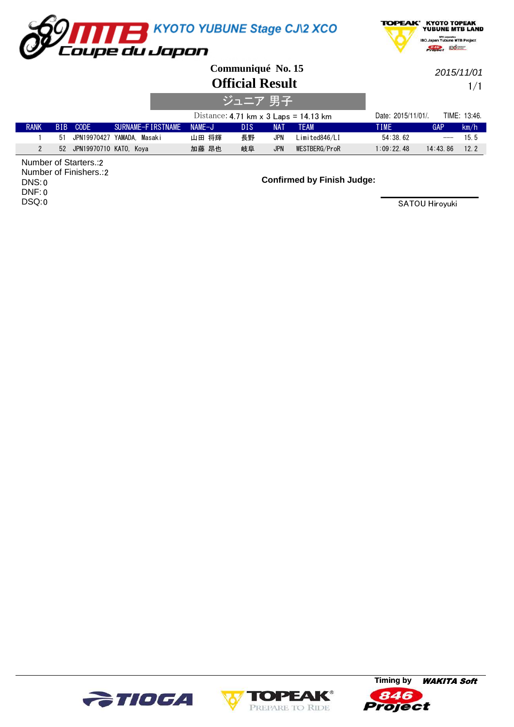# KYOTO YUBUNE Stage CJ\2 XCO

Coupe du Japon

KYOTO TOPEAK YUBUNE MTB LAND

## Communiqué No. 15

## Official Result

2015/11/01

### ジュニア 男子

Distance: 4.71 km x 3 Laps = 14.13 km

Date: 2015/11/01/. TIME: 13:46.

| RANK | BIB | CODE | SURNAME-FIRSTNAME | NAME-J | DIS | NAT | TEAM | TIME | GAP | km/h |
|---|---|---|---|---|---|---|---|---|---|---|
| 1 | 51 | JPN19970427 | YAMADA, Masaki | 山田 将輝 | 長野 | JPN | Limited846/LI | 54:38.62 | --- | 15.5 |
| 2 | 52 | JPN19970710 | KATO, Koya | 加藤 昴也 | 岐阜 | JPN | WESTBERG/ProR | 1:09:22.48 | 14:43.86 | 12.2 |

Number of Starters.:2
Number of Finishers.:2
DNS:0
DNF:0
DSQ:0

**Confirmed by Finish Judge:**

SATOU Hiroyuki

Timing by WAKITA Soft

TIOGA TOPEAK PREPARE TO RIDE 846 Project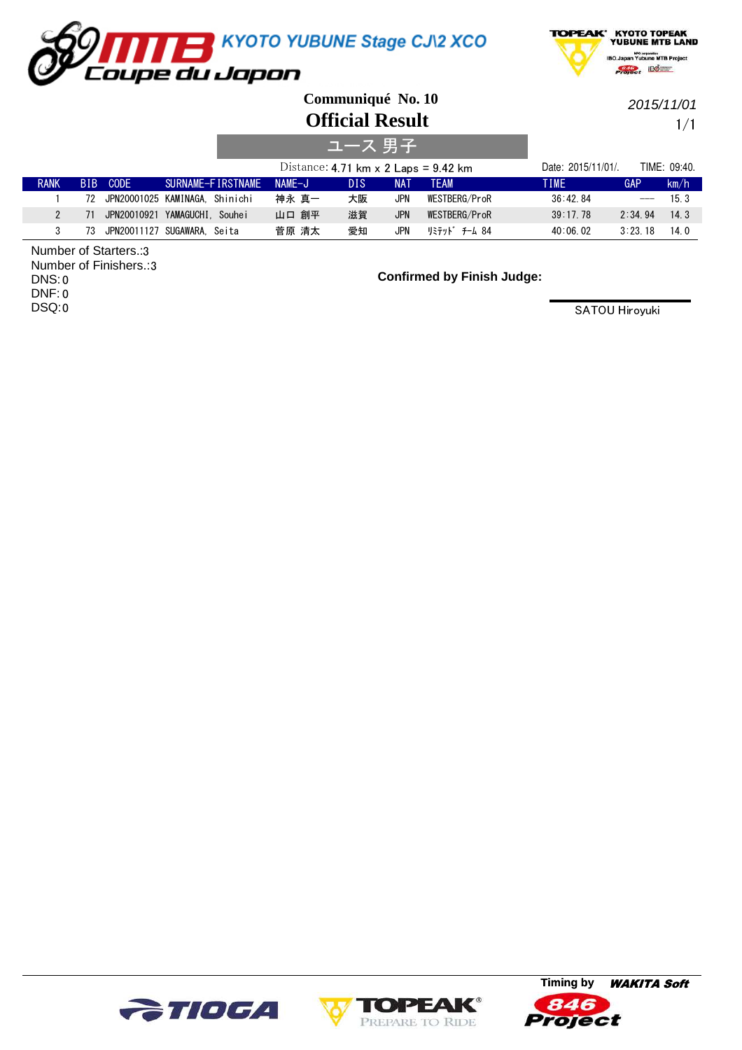KYOTO YUBUNE Stage CJ\2 XCO

Coupe du Japon

TOPEAK KYOTO TOPEAK YUBUNE MTB LAND

# Communiqué No. 10

# Official Result

2015/11/01

## ユース 男子

Distance: 4.71 km x 2 Laps = 9.42 km

Date: 2015/11/01/. TIME: 09:40.

| RANK | BIB | CODE | SURNAME-FIRSTNAME | NAME-J | DIS | NAT | TEAM | TIME | GAP | km/h |
|---|---|---|---|---|---|---|---|---|---|---|
| 1 | 72 | JPN20001025 | KAMINAGA, Shinichi | 神永 真一 | 大阪 | JPN | WESTBERG/ProR | 36:42.84 | --- | 15.3 |
| 2 | 71 | JPN20010921 | YAMAGUCHI, Souhei | 山口 創平 | 滋賀 | JPN | WESTBERG/ProR | 39:17.78 | 2:34.94 | 14.3 |
| 3 | 73 | JPN20011127 | SUGAWARA, Seita | 菅原 清太 | 愛知 | JPN | ﾘﾐﾃｯﾄﾞ ﾁｰﾑ 84 | 40:06.02 | 3:23.18 | 14.0 |

Number of Starters.:3
Number of Finishers.:3
DNS:0
DNF:0
DSQ:0

**Confirmed by Finish Judge:**

SATOU Hiroyuki

Timing by WAKITA Soft

TIOGA TOPEAK PREPARE TO RIDE 846 Project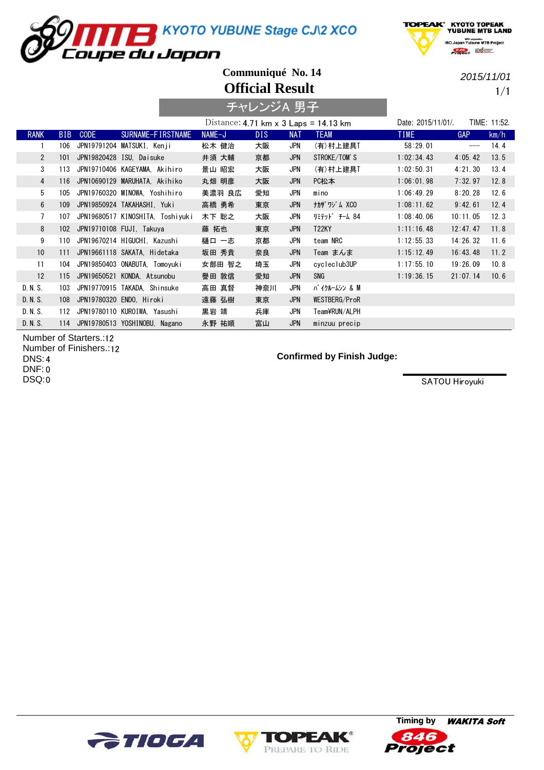# MTB KYOTO YUBUNE Stage CJ\2 XCO
## Coupe du Japon

KYOTO TOPEAK YUBUNE MTB LAND

**Communiqué No. 14**

2015/11/01

# Official Result

## チャレンジA 男子

Distance: 4.71 km x 3 Laps = 14.13 km

Date: 2015/11/01/. TIME: 11:52.

| RANK | BIB | CODE | SURNAME-FIRSTNAME | NAME-J | DIS | NAT | TEAM | TIME | GAP | km/h |
|---|---|---|---|---|---|---|---|---|---|---|
| 1 | 106 | JPN19791204 | MATSUKI, Kenji | 松木 健治 | 大阪 | JPN | (有)村上建具T | 58:29.01 | --- | 14.4 |
| 2 | 101 | JPN19820428 | ISU, Daisuke | 井須 大輔 | 京都 | JPN | STROKE/TOM'S | 1:02:34.43 | 4:05.42 | 13.5 |
| 3 | 113 | JPN19710406 | KAGEYAMA, Akihiro | 景山 昭宏 | 大阪 | JPN | (有)村上建具T | 1:02:50.31 | 4:21.30 | 13.4 |
| 4 | 116 | JPN10690129 | MARUHATA, Akihiko | 丸畑 明彦 | 大阪 | JPN | PC松本 | 1:06:01.98 | 7:32.97 | 12.8 |
| 5 | 105 | JPN19760320 | MINOWA, Yoshihiro | 美濃羽 良広 | 愛知 | JPN | mino | 1:06:49.29 | 8:20.28 | 12.6 |
| 6 | 109 | JPN19850924 | TAKAHASHI, Yuki | 高橋 勇希 | 東京 | JPN | ﾅｶｻﾞﾜｼﾞﾑ XCO | 1:08:11.62 | 9:42.61 | 12.4 |
| 7 | 107 | JPN19680517 | KINOSHITA, Toshiyuki | 木下 聡之 | 大阪 | JPN | ﾘﾐﾃｯﾄﾞ ﾁｰﾑ 84 | 1:08:40.06 | 10:11.05 | 12.3 |
| 8 | 102 | JPN19710108 | FUJI, Takuya | 藤 拓也 | 東京 | JPN | T22KY | 1:11:16.48 | 12:47.47 | 11.8 |
| 9 | 110 | JPN19670214 | HIGUCHI, Kazushi | 樋口 一志 | 京都 | JPN | team NRC | 1:12:55.33 | 14:26.32 | 11.6 |
| 10 | 111 | JPN19661118 | SAKATA, Hidetaka | 坂田 秀貴 | 奈良 | JPN | Team まんま | 1:15:12.49 | 16:43.48 | 11.2 |
| 11 | 104 | JPN19850403 | ONABUTA, Tomoyuki | 女部田 智之 | 埼玉 | JPN | cycleclub3UP | 1:17:55.10 | 19:26.09 | 10.8 |
| 12 | 115 | JPN19650521 | KONDA, Atsunobu | 譽田 敦信 | 愛知 | JPN | SNG | 1:19:36.15 | 21:07.14 | 10.6 |
| D.N.S. | 103 | JPN19770915 | TAKADA, Shinsuke | 高田 真督 | 神奈川 | JPN | ﾊﾞｲｸﾙｰﾑｼﾝ & M | | | |
| D.N.S. | 108 | JPN19780320 | ENDO, Hiroki | 遠藤 弘樹 | 東京 | JPN | WESTBERG/ProR | | | |
| D.N.S. | 112 | JPN19780110 | KUROIWA, Yasushi | 黒岩 靖 | 兵庫 | JPN | Team¥RUN/ALPH | | | |
| D.N.S. | 114 | JPN19780513 | YOSHINOBU, Nagano | 永野 祐順 | 富山 | JPN | minzuu precip | | | |

Number of Starters.:12
Number of Finishers.:12
DNS:4
DNF:0
DSQ:0

**Confirmed by Finish Judge:**

SATOU Hiroyuki

TIOGA TOPEAK PREPARE TO RIDE

Timing by WAKITA Soft 846 Project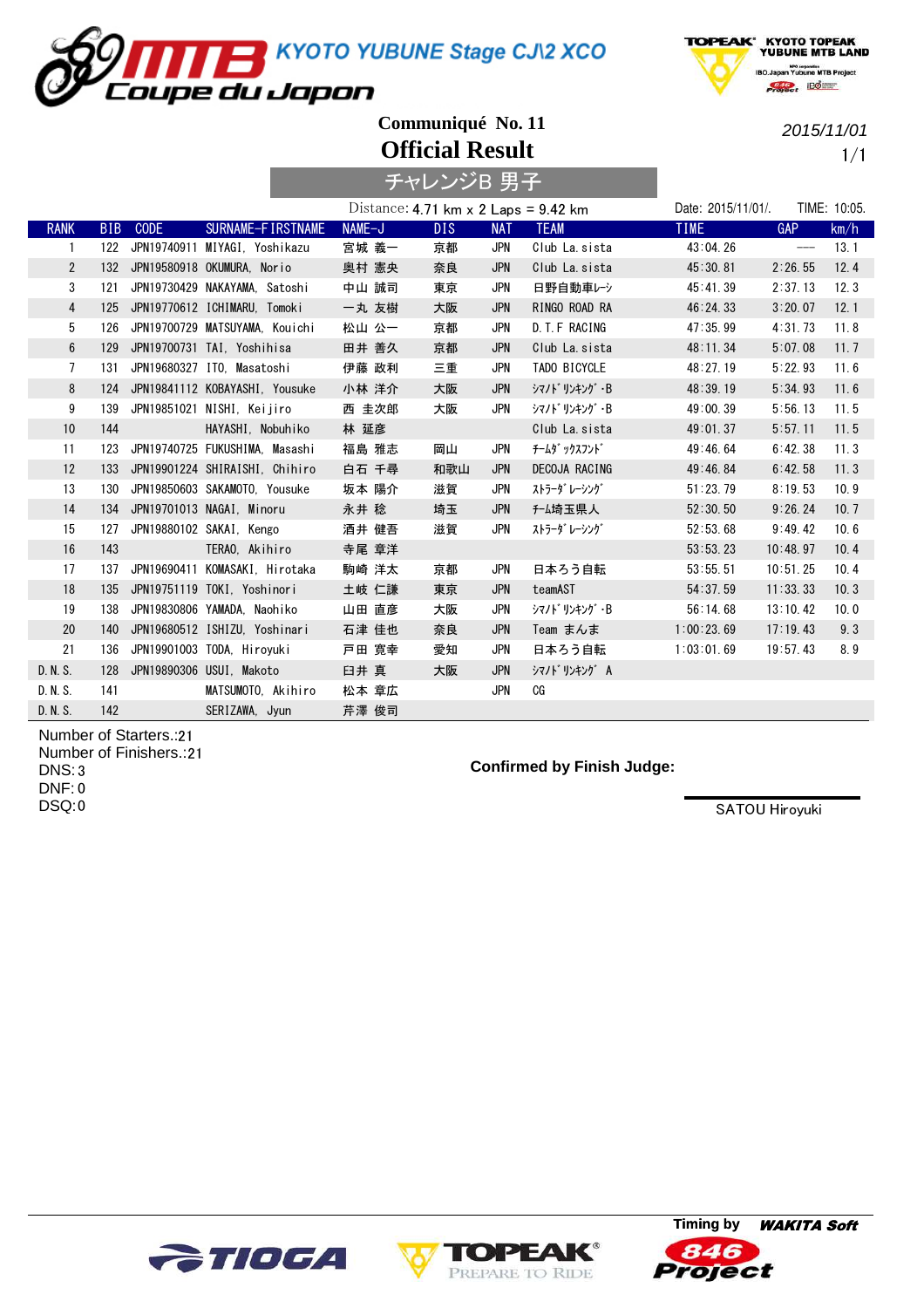# KYOTO YUBUNE Stage CJ\2 XCO

Coupe du Japon

KYOTO TOPEAK YUBUNE MTB LAND

## Communiqué No. 11

## Official Result

2015/11/01

### チャレンジB 男子

Distance: 4.71 km x 2 Laps = 9.42 km

Date: 2015/11/01/. TIME: 10:05.

| RANK | BIB | CODE | SURNAME-FIRSTNAME | NAME-J | DIS | NAT | TEAM | TIME | GAP | km/h |
|---|---|---|---|---|---|---|---|---|---|---|
| 1 | 122 | JPN19740911 | MIYAGI, Yoshikazu | 宮城 義一 | 京都 | JPN | Club La.sista | 43:04.26 | --- | 13.1 |
| 2 | 132 | JPN19580918 | OKUMURA, Norio | 奥村 憲央 | 奈良 | JPN | Club La.sista | 45:30.81 | 2:26.55 | 12.4 |
| 3 | 121 | JPN19730429 | NAKAYAMA, Satoshi | 中山 誠司 | 東京 | JPN | 日野自動車ﾚｰｼ | 45:41.39 | 2:37.13 | 12.3 |
| 4 | 125 | JPN19770612 | ICHIMARU, Tomoki | 一丸 友樹 | 大阪 | JPN | RINGO ROAD RA | 46:24.33 | 3:20.07 | 12.1 |
| 5 | 126 | JPN19700729 | MATSUYAMA, Kouichi | 松山 公一 | 京都 | JPN | D.T.F RACING | 47:35.99 | 4:31.73 | 11.8 |
| 6 | 129 | JPN19700731 | TAI, Yoshihisa | 田井 善久 | 京都 | JPN | Club La.sista | 48:11.34 | 5:07.08 | 11.7 |
| 7 | 131 | JPN19680327 | ITO, Masatoshi | 伊藤 政利 | 三重 | JPN | TADO BICYCLE | 48:27.19 | 5:22.93 | 11.6 |
| 8 | 124 | JPN19841112 | KOBAYASHI, Yousuke | 小林 洋介 | 大阪 | JPN | ｼﾏﾉﾄﾞﾘﾝｷﾝｸﾞ-B | 48:39.19 | 5:34.93 | 11.6 |
| 9 | 139 | JPN19851021 | NISHI, Keijiro | 西 圭次郎 | 大阪 | JPN | ｼﾏﾉﾄﾞﾘﾝｷﾝｸﾞ-B | 49:00.39 | 5:56.13 | 11.5 |
| 10 | 144 | | HAYASHI, Nobuhiko | 林 延彦 | | | Club La.sista | 49:01.37 | 5:57.11 | 11.5 |
| 11 | 123 | JPN19740725 | FUKUSHIMA, Masashi | 福島 雅志 | 岡山 | JPN | ﾁｰﾑﾀﾞｯｸｽﾌﾝﾄﾞ | 49:46.64 | 6:42.38 | 11.3 |
| 12 | 133 | JPN19901224 | SHIRAISHI, Chihiro | 白石 千尋 | 和歌山 | JPN | DECOJA RACING | 49:46.84 | 6:42.58 | 11.3 |
| 13 | 130 | JPN19850603 | SAKAMOTO, Yousuke | 坂本 陽介 | 滋賀 | JPN | ｽﾄﾗｰﾀﾞﾚｰｼﾝｸﾞ | 51:23.79 | 8:19.53 | 10.9 |
| 14 | 134 | JPN19701013 | NAGAI, Minoru | 永井 稔 | 埼玉 | JPN | ﾁｰﾑ埼玉県人 | 52:30.50 | 9:26.24 | 10.7 |
| 15 | 127 | JPN19880102 | SAKAI, Kengo | 酒井 健吾 | 滋賀 | JPN | ｽﾄﾗｰﾀﾞﾚｰｼﾝｸﾞ | 52:53.68 | 9:49.42 | 10.6 |
| 16 | 143 | | TERAO, Akihiro | 寺尾 章洋 | | | | 53:53.23 | 10:48.97 | 10.4 |
| 17 | 137 | JPN19690411 | KOMASAKI, Hirotaka | 駒崎 洋太 | 京都 | JPN | 日本ろう自転 | 53:55.51 | 10:51.25 | 10.4 |
| 18 | 135 | JPN19751119 | TOKI, Yoshinori | 土岐 仁謙 | 東京 | JPN | teamAST | 54:37.59 | 11:33.33 | 10.3 |
| 19 | 138 | JPN19830806 | YAMADA, Naohiko | 山田 直彦 | 大阪 | JPN | ｼﾏﾉﾄﾞﾘﾝｷﾝｸﾞ-B | 56:14.68 | 13:10.42 | 10.0 |
| 20 | 140 | JPN19680512 | ISHIZU, Yoshinari | 石津 佳也 | 奈良 | JPN | Team まんま | 1:00:23.69 | 17:19.43 | 9.3 |
| 21 | 136 | JPN19901003 | TODA, Hiroyuki | 戸田 寛幸 | 愛知 | JPN | 日本ろう自転 | 1:03:01.69 | 19:57.43 | 8.9 |
| D.N.S. | 128 | JPN19890306 | USUI, Makoto | 臼井 真 | 大阪 | JPN | ｼﾏﾉﾄﾞﾘﾝｷﾝｸﾞ A | | | |
| D.N.S. | 141 | | MATSUMOTO, Akihiro | 松本 章広 | | JPN | CG | | | |
| D.N.S. | 142 | | SERIZAWA, Jyun | 芹澤 俊司 | | | | | | |

Number of Starters.:21
Number of Finishers.:21
DNS:3
DNF:0
DSQ:0

**Confirmed by Finish Judge:**

SATOU Hiroyuki

Timing by WAKITA Soft

TIOGA TOPEAK PREPARE TO RIDE 846 Project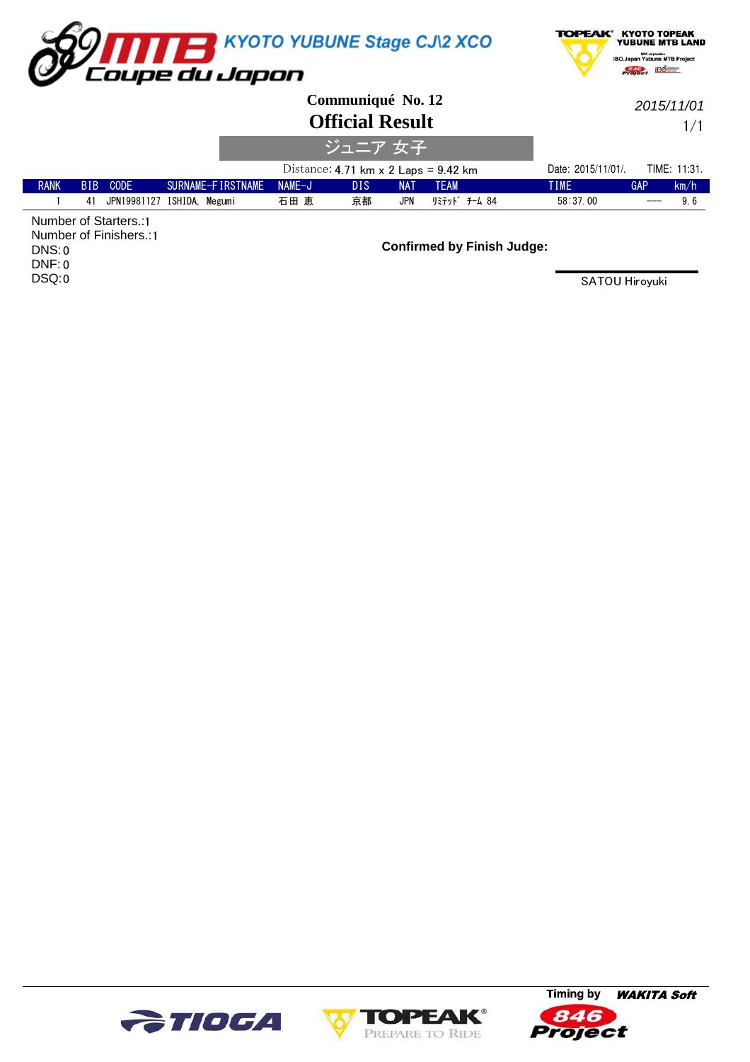MTB Coupe du Japon KYOTO YUBUNE Stage CJ\2 XCO

TOPEAK KYOTO TOPEAK YUBUNE MTB LAND

## Communiqué No. 12

# Official Result

2015/11/01

## ジュニア 女子

Distance: 4.71 km x 2 Laps = 9.42 km

Date: 2015/11/01/. TIME: 11:31.

| RANK | BIB | CODE | SURNAME-FIRSTNAME | NAME-J | DIS | NAT | TEAM | TIME | GAP | km/h |
|---|---|---|---|---|---|---|---|---|---|---|
| 1 | 41 | JPN19981127 | ISHIDA, Megumi | 石田 恵 | 京都 | JPN | ﾘﾐﾃｯﾄﾞ ﾁｰﾑ 84 | 58:37.00 | --- | 9.6 |

Number of Starters.:1
Number of Finishers.:1
DNS:0
DNF:0
DSQ:0

**Confirmed by Finish Judge:**

SATOU Hiroyuki

Timing by WAKITA Soft

TIOGA TOPEAK PREPARE TO RIDE 846 Project